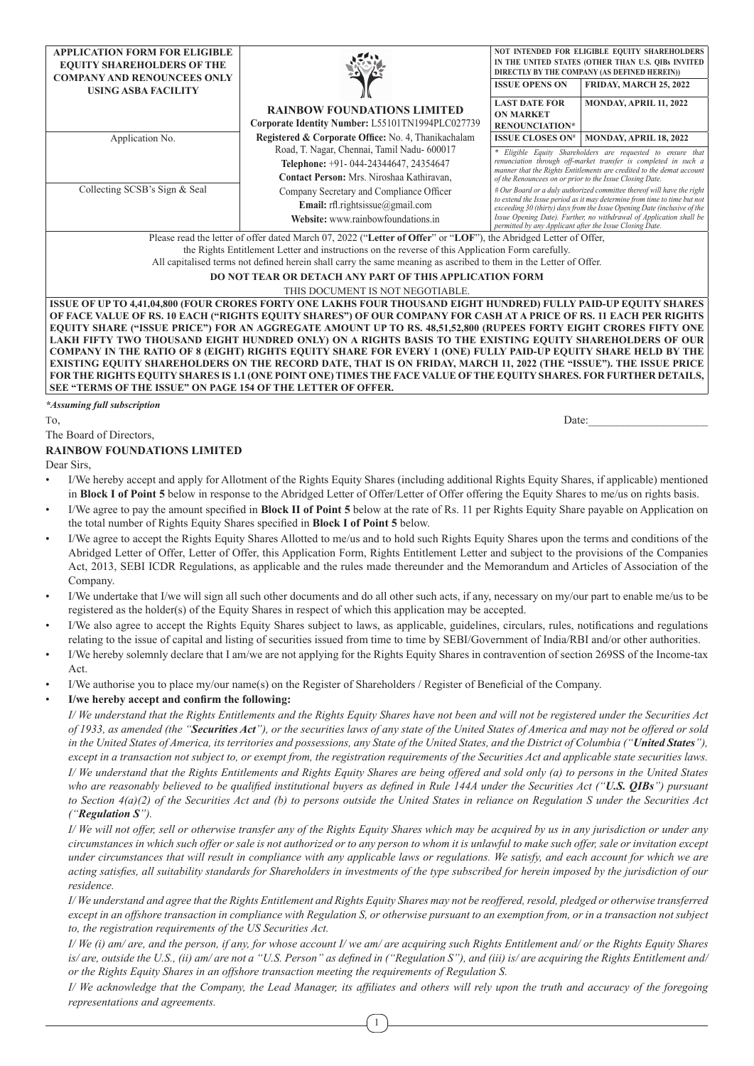| APPLICATION FORM FOR ELIGIBLE EQUITY SHAREHOLDERS OF THE COMPANY AND RENOUNCEES ONLY USING ASBA FACILITY | **RAINBOW FOUNDATIONS LIMITED** | NOT INTENDED FOR ELIGIBLE EQUITY SHAREHOLDERS IN THE UNITED STATES (OTHER THAN U.S. QIBs INVITED DIRECTLY BY THE COMPANY (AS DEFINED HEREIN)) | |
|---|---|---|---|
| | Corporate Identity Number: L55101TN1994PLC027739 | ISSUE OPENS ON | FRIDAY, MARCH 25, 2022 |
| Application No. | **Registered & Corporate Office:** No. 4, Thanikachalam Road, T. Nagar, Chennai, Tamil Nadu- 600017 | LAST DATE FOR ON MARKET RENOUNCIATION* | MONDAY, APRIL 11, 2022 |
| | **Telephone:** +91- 044-24344647, 24354647 | ISSUE CLOSES ON# | MONDAY, APRIL 18, 2022 |
| Collecting SCSB's Sign & Seal | **Contact Person:** Mrs. Niroshaa Kathiravan, Company Secretary and Compliance Officer | *Eligible Equity Shareholders are requested to ensure that renunciation through off-market transfer is completed in such a manner that the Rights Entitlements are credited to the demat account of the Renouncees on or prior to the Issue Closing Date.* | |
| | **Email:** rfl.rightsissue@gmail.com **Website:** www.rainbowfoundations.in | *# Our Board or a duly authorized committee thereof will have the right to extend the Issue period as it may determine from time to time but not exceeding 30 (thirty) days from the Issue Opening Date (inclusive of the Issue Opening Date). Further, no withdrawal of Application shall be permitted by any Applicant after the Issue Closing Date.* | |

Please read the letter of offer dated March 07, 2022 ("**Letter of Offer**" or "**LOF**"), the Abridged Letter of Offer, the Rights Entitlement Letter and instructions on the reverse of this Application Form carefully.
All capitalised terms not defined herein shall carry the same meaning as ascribed to them in the Letter of Offer.

**DO NOT TEAR OR DETACH ANY PART OF THIS APPLICATION FORM**

THIS DOCUMENT IS NOT NEGOTIABLE.

**ISSUE OF UP TO 4,41,04,800 (FOUR CRORES FORTY ONE LAKHS FOUR THOUSAND EIGHT HUNDRED) FULLY PAID-UP EQUITY SHARES OF FACE VALUE OF RS. 10 EACH ("RIGHTS EQUITY SHARES") OF OUR COMPANY FOR CASH AT A PRICE OF RS. 11 EACH PER RIGHTS EQUITY SHARE ("ISSUE PRICE") FOR AN AGGREGATE AMOUNT UP TO RS. 48,51,52,800 (RUPEES FORTY EIGHT CRORES FIFTY ONE LAKH FIFTY TWO THOUSAND EIGHT HUNDRED ONLY) ON A RIGHTS BASIS TO THE EXISTING EQUITY SHAREHOLDERS OF OUR COMPANY IN THE RATIO OF 8 (EIGHT) RIGHTS EQUITY SHARE FOR EVERY 1 (ONE) FULLY PAID-UP EQUITY SHARE HELD BY THE EXISTING EQUITY SHAREHOLDERS ON THE RECORD DATE, THAT IS ON FRIDAY, MARCH 11, 2022 (THE "ISSUE"). THE ISSUE PRICE FOR THE RIGHTS EQUITY SHARES IS 1.1 (ONE POINT ONE) TIMES THE FACE VALUE OF THE EQUITY SHARES. FOR FURTHER DETAILS, SEE "TERMS OF THE ISSUE" ON PAGE 154 OF THE LETTER OF OFFER.**

***Assuming full subscription**

To,

Date:_____________________

The Board of Directors,

**RAINBOW FOUNDATIONS LIMITED**

Dear Sirs,

- I/We hereby accept and apply for Allotment of the Rights Equity Shares (including additional Rights Equity Shares, if applicable) mentioned in **Block I of Point 5** below in response to the Abridged Letter of Offer/Letter of Offer offering the Equity Shares to me/us on rights basis.
- I/We agree to pay the amount specified in **Block II of Point 5** below at the rate of Rs. 11 per Rights Equity Share payable on Application on the total number of Rights Equity Shares specified in **Block I of Point 5** below.
- I/We agree to accept the Rights Equity Shares Allotted to me/us and to hold such Rights Equity Shares upon the terms and conditions of the Abridged Letter of Offer, Letter of Offer, this Application Form, Rights Entitlement Letter and subject to the provisions of the Companies Act, 2013, SEBI ICDR Regulations, as applicable and the rules made thereunder and the Memorandum and Articles of Association of the Company.
- I/We undertake that I/we will sign all such other documents and do all other such acts, if any, necessary on my/our part to enable me/us to be registered as the holder(s) of the Equity Shares in respect of which this application may be accepted.
- I/We also agree to accept the Rights Equity Shares subject to laws, as applicable, guidelines, circulars, rules, notifications and regulations relating to the issue of capital and listing of securities issued from time to time by SEBI/Government of India/RBI and/or other authorities.
- I/We hereby solemnly declare that I am/we are not applying for the Rights Equity Shares in contravention of section 269SS of the Income-tax Act.
- I/We authorise you to place my/our name(s) on the Register of Shareholders / Register of Beneficial of the Company.
- **I/we hereby accept and confirm the following:**

*I/ We understand that the Rights Entitlements and the Rights Equity Shares have not been and will not be registered under the Securities Act of 1933, as amended (the "**Securities Act**"), or the securities laws of any state of the United States of America and may not be offered or sold in the United States of America, its territories and possessions, any State of the United States, and the District of Columbia ("**United States**"), except in a transaction not subject to, or exempt from, the registration requirements of the Securities Act and applicable state securities laws.*

*I/ We understand that the Rights Entitlements and Rights Equity Shares are being offered and sold only (a) to persons in the United States who are reasonably believed to be qualified institutional buyers as defined in Rule 144A under the Securities Act ("**U.S. QIBs**") pursuant to Section 4(a)(2) of the Securities Act and (b) to persons outside the United States in reliance on Regulation S under the Securities Act ("**Regulation S**").*

*I/ We will not offer, sell or otherwise transfer any of the Rights Equity Shares which may be acquired by us in any jurisdiction or under any circumstances in which such offer or sale is not authorized or to any person to whom it is unlawful to make such offer, sale or invitation except under circumstances that will result in compliance with any applicable laws or regulations. We satisfy, and each account for which we are acting satisfies, all suitability standards for Shareholders in investments of the type subscribed for herein imposed by the jurisdiction of our residence.*

*I/ We understand and agree that the Rights Entitlement and Rights Equity Shares may not be reoffered, resold, pledged or otherwise transferred except in an offshore transaction in compliance with Regulation S, or otherwise pursuant to an exemption from, or in a transaction not subject to, the registration requirements of the US Securities Act.*

*I/ We (i) am/ are, and the person, if any, for whose account I/ we am/ are acquiring such Rights Entitlement and/ or the Rights Equity Shares is/ are, outside the U.S., (ii) am/ are not a "U.S. Person" as defined in ("Regulation S"), and (iii) is/ are acquiring the Rights Entitlement and/ or the Rights Equity Shares in an offshore transaction meeting the requirements of Regulation S.*

*I/ We acknowledge that the Company, the Lead Manager, its affiliates and others will rely upon the truth and accuracy of the foregoing representations and agreements.*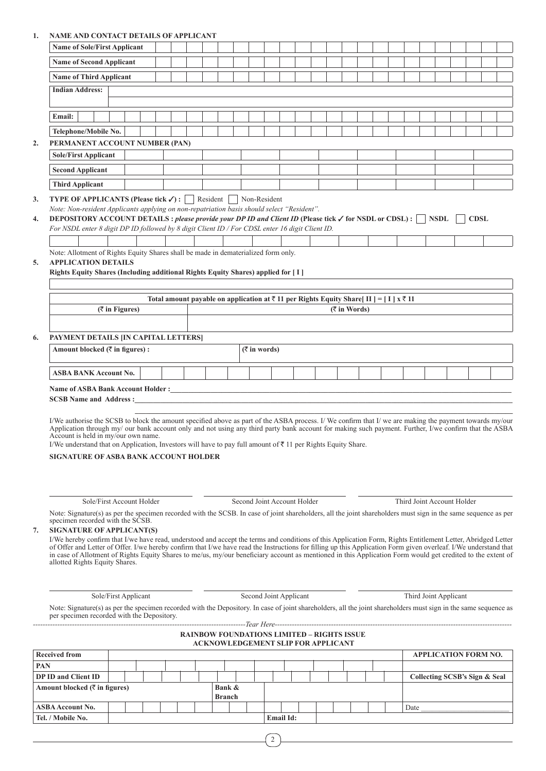**1. NAME AND CONTACT DETAILS OF APPLICANT**

| | |
|---|---|
| **Name of Sole/First Applicant** | |
| **Name of Second Applicant** | |
| **Name of Third Applicant** | |
| **Indian Address:** | |
| **Email:** | |
| **Telephone/Mobile No.** | |

**2. PERMANENT ACCOUNT NUMBER (PAN)**

| | |
|---|---|
| **Sole/First Applicant** | |
| **Second Applicant** | |
| **Third Applicant** | |

**3. TYPE OF APPLICANTS (Please tick ✓) :** ☐ Resident ☐ Non-Resident

*Note: Non-resident Applicants applying on non-repatriation basis should select "Resident".*

**4. DEPOSITORY ACCOUNT DETAILS :** ***please provide your DP ID and Client ID*** **(Please tick ✓ for NSDL or CDSL) :** ☐ **NSDL** ☐ **CDSL**

*For NSDL enter 8 digit DP ID followed by 8 digit Client ID / For CDSL enter 16 digit Client ID.*

Note: Allotment of Rights Equity Shares shall be made in dematerialized form only.

**5. APPLICATION DETAILS**

**Rights Equity Shares (Including additional Rights Equity Shares) applied for [ I ]**

| **Total amount payable on application at ₹ 11 per Rights Equity Share[ II ] = [ I ] x ₹ 11** | |
|---|---|
| **(₹ in Figures)** | **(₹ in Words)** |
| | |

**6. PAYMENT DETAILS [IN CAPITAL LETTERS]**

| | |
|---|---|
| **Amount blocked (₹ in figures) :** | **(₹ in words)** |
| **ASBA BANK Account No.** | |

**Name of ASBA Bank Account Holder :**

**SCSB Name and Address :**

I/We authorise the SCSB to block the amount specified above as part of the ASBA process. I/ We confirm that I/ we are making the payment towards my/our Application through my/ our bank account only and not using any third party bank account for making such payment. Further, I/we confirm that the ASBA Account is held in my/our own name.

I/We understand that on Application, Investors will have to pay full amount of ₹ 11 per Rights Equity Share.

**SIGNATURE OF ASBA BANK ACCOUNT HOLDER**

| Sole/First Account Holder | Second Joint Account Holder | Third Joint Account Holder |
|---|---|---|

Note: Signature(s) as per the specimen recorded with the SCSB. In case of joint shareholders, all the joint shareholders must sign in the same sequence as per specimen recorded with the SCSB.

**7. SIGNATURE OF APPLICANT(S)**

I/We hereby confirm that I/we have read, understood and accept the terms and conditions of this Application Form, Rights Entitlement Letter, Abridged Letter of Offer and Letter of Offer. I/we hereby confirm that I/we have read the Instructions for filling up this Application Form given overleaf. I/We understand that in case of Allotment of Rights Equity Shares to me/us, my/our beneficiary account as mentioned in this Application Form would get credited to the extent of allotted Rights Equity Shares.

| Sole/First Applicant | Second Joint Applicant | Third Joint Applicant |
|---|---|---|

Note: Signature(s) as per the specimen recorded with the Depository. In case of joint shareholders, all the joint shareholders must sign in the same sequence as per specimen recorded with the Depository.

-------------------------------------------------------------------------Tear Here-------------------------------------------------------------------------

**RAINBOW FOUNDATIONS LIMITED – RIGHTS ISSUE**
**ACKNOWLEDGEMENT SLIP FOR APPLICANT**

| | | | | |
|---|---|---|---|---|
| **Received from** | | | | **APPLICATION FORM NO.** |
| **PAN** | | | | |
| **DP ID and Client ID** | | | | **Collecting SCSB's Sign & Seal** |
| **Amount blocked (₹ in figures)** | | **Bank & Branch** | | |
| **ASBA Account No.** | | | | Date |
| **Tel. / Mobile No.** | | **Email Id:** | | |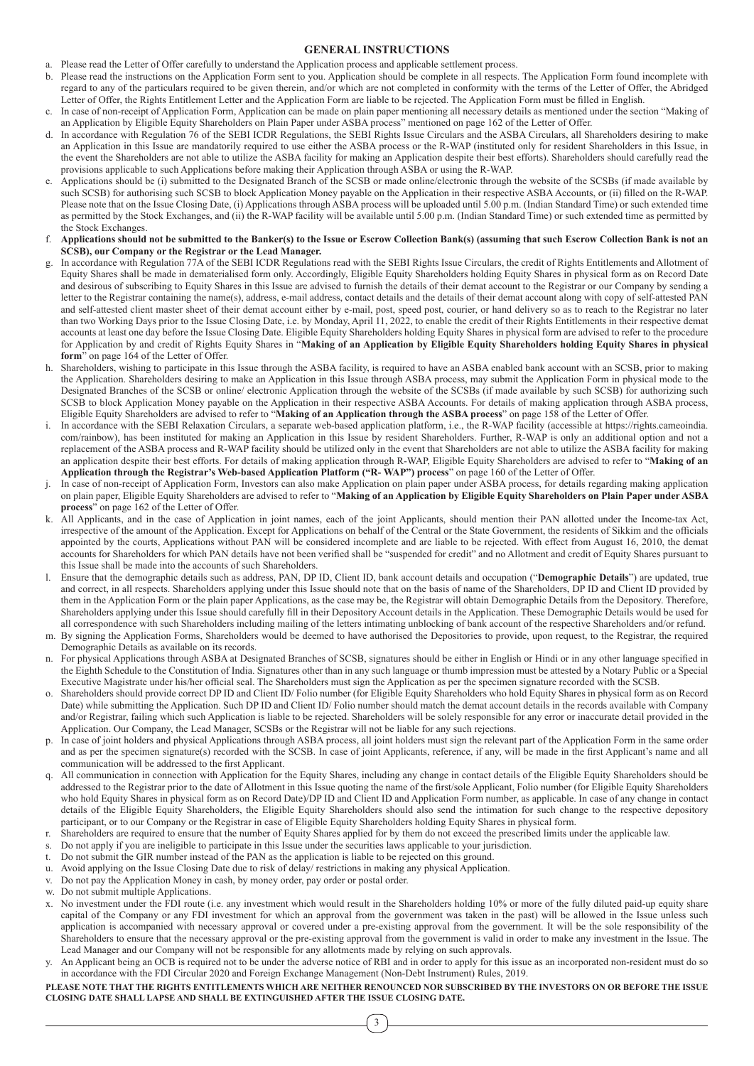## GENERAL INSTRUCTIONS

a. Please read the Letter of Offer carefully to understand the Application process and applicable settlement process.

b. Please read the instructions on the Application Form sent to you. Application should be complete in all respects. The Application Form found incomplete with regard to any of the particulars required to be given therein, and/or which are not completed in conformity with the terms of the Letter of Offer, the Abridged Letter of Offer, the Rights Entitlement Letter and the Application Form are liable to be rejected. The Application Form must be filled in English.

c. In case of non-receipt of Application Form, Application can be made on plain paper mentioning all necessary details as mentioned under the section "Making of an Application by Eligible Equity Shareholders on Plain Paper under ASBA process" mentioned on page 162 of the Letter of Offer.

d. In accordance with Regulation 76 of the SEBI ICDR Regulations, the SEBI Rights Issue Circulars and the ASBA Circulars, all Shareholders desiring to make an Application in this Issue are mandatorily required to use either the ASBA process or the R-WAP (instituted only for resident Shareholders in this Issue, in the event the Shareholders are not able to utilize the ASBA facility for making an Application despite their best efforts). Shareholders should carefully read the provisions applicable to such Applications before making their Application through ASBA or using the R-WAP.

e. Applications should be (i) submitted to the Designated Branch of the SCSB or made online/electronic through the website of the SCSBs (if made available by such SCSB) for authorising such SCSB to block Application Money payable on the Application in their respective ASBA Accounts, or (ii) filled on the R-WAP. Please note that on the Issue Closing Date, (i) Applications through ASBA process will be uploaded until 5.00 p.m. (Indian Standard Time) or such extended time as permitted by the Stock Exchanges, and (ii) the R-WAP facility will be available until 5.00 p.m. (Indian Standard Time) or such extended time as permitted by the Stock Exchanges.

f. **Applications should not be submitted to the Banker(s) to the Issue or Escrow Collection Bank(s) (assuming that such Escrow Collection Bank is not an SCSB), our Company or the Registrar or the Lead Manager.**

g. In accordance with Regulation 77A of the SEBI ICDR Regulations read with the SEBI Rights Issue Circulars, the credit of Rights Entitlements and Allotment of Equity Shares shall be made in dematerialised form only. Accordingly, Eligible Equity Shareholders holding Equity Shares in physical form as on Record Date and desirous of subscribing to Equity Shares in this Issue are advised to furnish the details of their demat account to the Registrar or our Company by sending a letter to the Registrar containing the name(s), address, e-mail address, contact details and the details of their demat account along with copy of self-attested PAN and self-attested client master sheet of their demat account either by e-mail, post, speed post, courier, or hand delivery so as to reach to the Registrar no later than two Working Days prior to the Issue Closing Date, i.e. by Monday, April 11, 2022, to enable the credit of their Rights Entitlements in their respective demat accounts at least one day before the Issue Closing Date. Eligible Equity Shareholders holding Equity Shares in physical form are advised to refer to the procedure for Application by and credit of Rights Equity Shares in "**Making of an Application by Eligible Equity Shareholders holding Equity Shares in physical form**" on page 164 of the Letter of Offer.

h. Shareholders, wishing to participate in this Issue through the ASBA facility, is required to have an ASBA enabled bank account with an SCSB, prior to making the Application. Shareholders desiring to make an Application in this Issue through ASBA process, may submit the Application Form in physical mode to the Designated Branches of the SCSB or online/ electronic Application through the website of the SCSBs (if made available by such SCSB) for authorizing such SCSB to block Application Money payable on the Application in their respective ASBA Accounts. For details of making application through ASBA process, Eligible Equity Shareholders are advised to refer to "**Making of an Application through the ASBA process**" on page 158 of the Letter of Offer.

i. In accordance with the SEBI Relaxation Circulars, a separate web-based application platform, i.e., the R-WAP facility (accessible at https://rights.cameoindia.com/rainbow), has been instituted for making an Application in this Issue by resident Shareholders. Further, R-WAP is only an additional option and not a replacement of the ASBA process and R-WAP facility should be utilized only in the event that Shareholders are not able to utilize the ASBA facility for making an application despite their best efforts. For details of making application through R-WAP, Eligible Equity Shareholders are advised to refer to "**Making of an Application through the Registrar's Web-based Application Platform ("R- WAP") process**" on page 160 of the Letter of Offer.

j. In case of non-receipt of Application Form, Investors can also make Application on plain paper under ASBA process, for details regarding making application on plain paper, Eligible Equity Shareholders are advised to refer to "**Making of an Application by Eligible Equity Shareholders on Plain Paper under ASBA process**" on page 162 of the Letter of Offer.

k. All Applicants, and in the case of Application in joint names, each of the joint Applicants, should mention their PAN allotted under the Income-tax Act, irrespective of the amount of the Application. Except for Applications on behalf of the Central or the State Government, the residents of Sikkim and the officials appointed by the courts, Applications without PAN will be considered incomplete and are liable to be rejected. With effect from August 16, 2010, the demat accounts for Shareholders for which PAN details have not been verified shall be "suspended for credit" and no Allotment and credit of Equity Shares pursuant to this Issue shall be made into the accounts of such Shareholders.

l. Ensure that the demographic details such as address, PAN, DP ID, Client ID, bank account details and occupation ("**Demographic Details**") are updated, true and correct, in all respects. Shareholders applying under this Issue should note that on the basis of name of the Shareholders, DP ID and Client ID provided by them in the Application Form or the plain paper Applications, as the case may be, the Registrar will obtain Demographic Details from the Depository. Therefore, Shareholders applying under this Issue should carefully fill in their Depository Account details in the Application. These Demographic Details would be used for all correspondence with such Shareholders including mailing of the letters intimating unblocking of bank account of the respective Shareholders and/or refund.

m. By signing the Application Forms, Shareholders would be deemed to have authorised the Depositories to provide, upon request, to the Registrar, the required Demographic Details as available on its records.

n. For physical Applications through ASBA at Designated Branches of SCSB, signatures should be either in English or Hindi or in any other language specified in the Eighth Schedule to the Constitution of India. Signatures other than in any such language or thumb impression must be attested by a Notary Public or a Special Executive Magistrate under his/her official seal. The Shareholders must sign the Application as per the specimen signature recorded with the SCSB.

o. Shareholders should provide correct DP ID and Client ID/ Folio number (for Eligible Equity Shareholders who hold Equity Shares in physical form as on Record Date) while submitting the Application. Such DP ID and Client ID/ Folio number should match the demat account details in the records available with Company and/or Registrar, failing which such Application is liable to be rejected. Shareholders will be solely responsible for any error or inaccurate detail provided in the Application. Our Company, the Lead Manager, SCSBs or the Registrar will not be liable for any such rejections.

p. In case of joint holders and physical Applications through ASBA process, all joint holders must sign the relevant part of the Application Form in the same order and as per the specimen signature(s) recorded with the SCSB. In case of joint Applicants, reference, if any, will be made in the first Applicant's name and all communication will be addressed to the first Applicant.

q. All communication in connection with Application for the Equity Shares, including any change in contact details of the Eligible Equity Shareholders should be addressed to the Registrar prior to the date of Allotment in this Issue quoting the name of the first/sole Applicant, Folio number (for Eligible Equity Shareholders who hold Equity Shares in physical form as on Record Date)/DP ID and Client ID and Application Form number, as applicable. In case of any change in contact details of the Eligible Equity Shareholders, the Eligible Equity Shareholders should also send the intimation for such change to the respective depository participant, or to our Company or the Registrar in case of Eligible Equity Shareholders holding Equity Shares in physical form.

r. Shareholders are required to ensure that the number of Equity Shares applied for by them do not exceed the prescribed limits under the applicable law.

s. Do not apply if you are ineligible to participate in this Issue under the securities laws applicable to your jurisdiction.

t. Do not submit the GIR number instead of the PAN as the application is liable to be rejected on this ground.

u. Avoid applying on the Issue Closing Date due to risk of delay/ restrictions in making any physical Application.

v. Do not pay the Application Money in cash, by money order, pay order or postal order.

w. Do not submit multiple Applications.

x. No investment under the FDI route (i.e. any investment which would result in the Shareholders holding 10% or more of the fully diluted paid-up equity share capital of the Company or any FDI investment for which an approval from the government was taken in the past) will be allowed in the Issue unless such application is accompanied with necessary approval or covered under a pre-existing approval from the government. It will be the sole responsibility of the Shareholders to ensure that the necessary approval or the pre-existing approval from the government is valid in order to make any investment in the Issue. The Lead Manager and our Company will not be responsible for any allotments made by relying on such approvals.

y. An Applicant being an OCB is required not to be under the adverse notice of RBI and in order to apply for this issue as an incorporated non-resident must do so in accordance with the FDI Circular 2020 and Foreign Exchange Management (Non-Debt Instrument) Rules, 2019.

**PLEASE NOTE THAT THE RIGHTS ENTITLEMENTS WHICH ARE NEITHER RENOUNCED NOR SUBSCRIBED BY THE INVESTORS ON OR BEFORE THE ISSUE CLOSING DATE SHALL LAPSE AND SHALL BE EXTINGUISHED AFTER THE ISSUE CLOSING DATE.**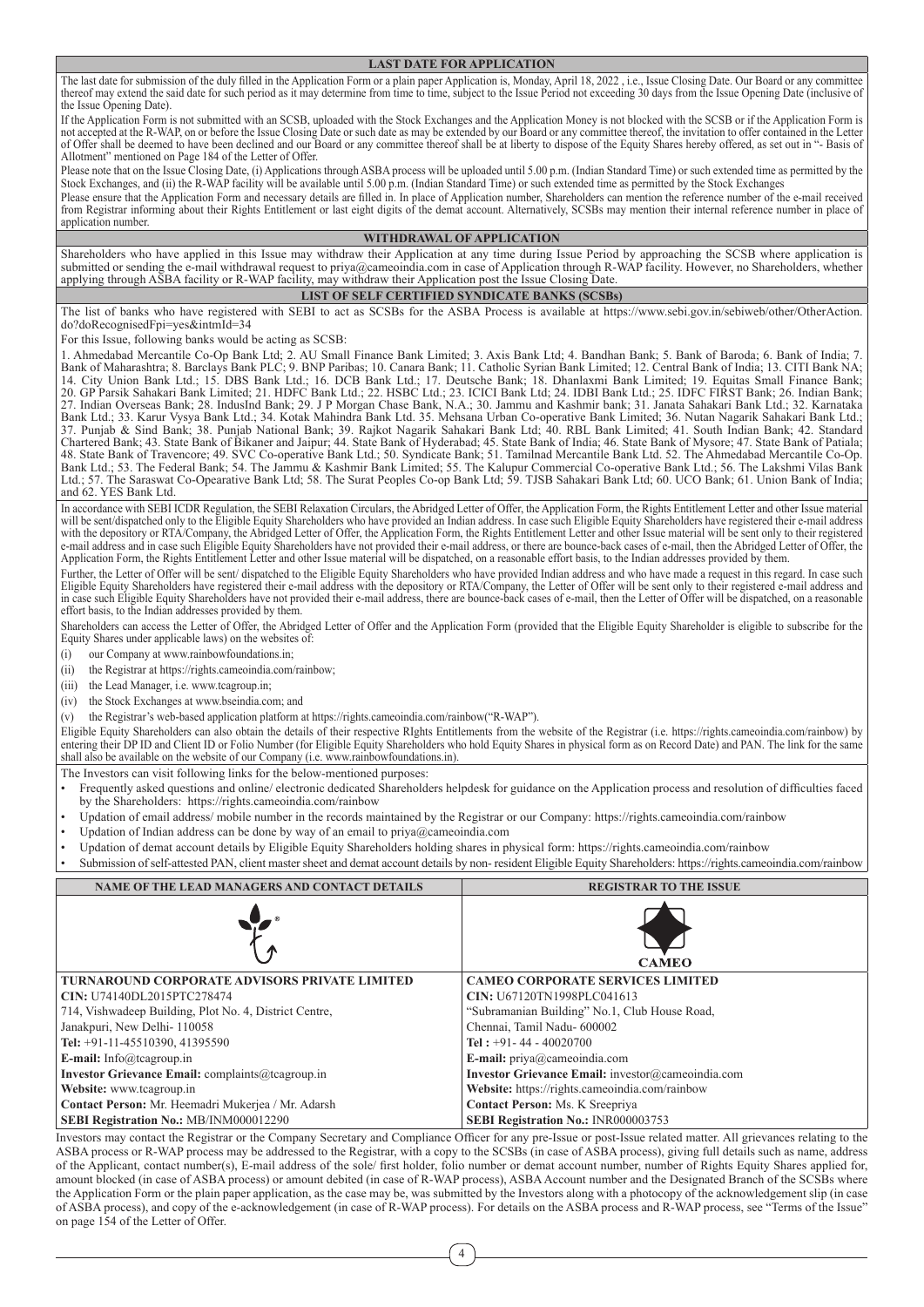## LAST DATE FOR APPLICATION

The last date for submission of the duly filled in the Application Form or a plain paper Application is, Monday, April 18, 2022 , i.e., Issue Closing Date. Our Board or any committee thereof may extend the said date for such period as it may determine from time to time, subject to the Issue Period not exceeding 30 days from the Issue Opening Date (inclusive of the Issue Opening Date).

If the Application Form is not submitted with an SCSB, uploaded with the Stock Exchanges and the Application Money is not blocked with the SCSB or if the Application Form is not accepted at the R-WAP, on or before the Issue Closing Date or such date as may be extended by our Board or any committee thereof, the invitation to offer contained in the Letter of Offer shall be deemed to have been declined and our Board or any committee thereof shall be at liberty to dispose of the Equity Shares hereby offered, as set out in "- Basis of Allotment" mentioned on Page 184 of the Letter of Offer.

Please note that on the Issue Closing Date, (i) Applications through ASBA process will be uploaded until 5.00 p.m. (Indian Standard Time) or such extended time as permitted by the Stock Exchanges, and (ii) the R-WAP facility will be available until 5.00 p.m. (Indian Standard Time) or such extended time as permitted by the Stock Exchanges

Please ensure that the Application Form and necessary details are filled in. In place of Application number, Shareholders can mention the reference number of the e-mail received from Registrar informing about their Rights Entitlement or last eight digits of the demat account. Alternatively, SCSBs may mention their internal reference number in place of application number.

## WITHDRAWAL OF APPLICATION

Shareholders who have applied in this Issue may withdraw their Application at any time during Issue Period by approaching the SCSB where application is submitted or sending the e-mail withdrawal request to priya@cameoindia.com in case of Application through R-WAP facility. However, no Shareholders, whether applying through ASBA facility or R-WAP facility, may withdraw their Application post the Issue Closing Date.

## LIST OF SELF CERTIFIED SYNDICATE BANKS (SCSBs)

The list of banks who have registered with SEBI to act as SCSBs for the ASBA Process is available at https://www.sebi.gov.in/sebiweb/other/OtherAction.do?doRecognisedFpi=yes&intmId=34

For this Issue, following banks would be acting as SCSB:

1. Ahmedabad Mercantile Co-Op Bank Ltd; 2. AU Small Finance Bank Limited; 3. Axis Bank Ltd; 4. Bandhan Bank; 5. Bank of Baroda; 6. Bank of India; 7. Bank of Maharashtra; 8. Barclays Bank PLC; 9. BNP Paribas; 10. Canara Bank; 11. Catholic Syrian Bank Limited; 12. Central Bank of India; 13. CITI Bank NA; 14. City Union Bank Ltd.; 15. DBS Bank Ltd.; 16. DCB Bank Ltd.; 17. Deutsche Bank; 18. Dhanlaxmi Bank Limited; 19. Equitas Small Finance Bank; 20. GP Parsik Sahakari Bank Limited; 21. HDFC Bank Ltd.; 22. HSBC Ltd.; 23. ICICI Bank Ltd; 24. IDBI Bank Ltd.; 25. IDFC FIRST Bank; 26. Indian Bank; 27. Indian Overseas Bank; 28. IndusInd Bank; 29. J P Morgan Chase Bank, N.A.; 30. Jammu and Kashmir bank; 31. Janata Sahakari Bank Ltd.; 32. Karnataka Bank Ltd.; 33. Karur Vysya Bank Ltd.; 34. Kotak Mahindra Bank Ltd. 35. Mehsana Urban Co-operative Bank Limited; 36. Nutan Nagarik Sahakari Bank Ltd.; 37. Punjab & Sind Bank; 38. Punjab National Bank; 39. Rajkot Nagarik Sahakari Bank Ltd; 40. RBL Bank Limited; 41. South Indian Bank; 42. Standard Chartered Bank; 43. State Bank of Bikaner and Jaipur; 44. State Bank of Hyderabad; 45. State Bank of India; 46. State Bank of Mysore; 47. State Bank of Patiala; 48. State Bank of Travencore; 49. SVC Co-operative Bank Ltd.; 50. Syndicate Bank; 51. Tamilnad Mercantile Bank Ltd. 52. The Ahmedabad Mercantile Co-Op. Bank Ltd.; 53. The Federal Bank; 54. The Jammu & Kashmir Bank Limited; 55. The Kalupur Commercial Co-operative Bank Ltd.; 56. The Lakshmi Vilas Bank Ltd.; 57. The Saraswat Co-Opearative Bank Ltd; 58. The Surat Peoples Co-op Bank Ltd; 59. TJSB Sahakari Bank Ltd; 60. UCO Bank; 61. Union Bank of India; and 62. YES Bank Ltd.

In accordance with SEBI ICDR Regulation, the SEBI Relaxation Circulars, the Abridged Letter of Offer, the Application Form, the Rights Entitlement Letter and other Issue material will be sent/dispatched only to the Eligible Equity Shareholders who have provided an Indian address. In case such Eligible Equity Shareholders have registered their e-mail address with the depository or RTA/Company, the Abridged Letter of Offer, the Application Form, the Rights Entitlement Letter and other Issue material will be sent only to their registered e-mail address and in case such Eligible Equity Shareholders have not provided their e-mail address, or there are bounce-back cases of e-mail, then the Abridged Letter of Offer, the Application Form, the Rights Entitlement Letter and other Issue material will be dispatched, on a reasonable effort basis, to the Indian addresses provided by them.

Further, the Letter of Offer will be sent/ dispatched to the Eligible Equity Shareholders who have provided Indian address and who have made a request in this regard. In case such Eligible Equity Shareholders have registered their e-mail address with the depository or RTA/Company, the Letter of Offer will be sent only to their registered e-mail address and in case such Eligible Equity Shareholders have not provided their e-mail address, there are bounce-back cases of e-mail, then the Letter of Offer will be dispatched, on a reasonable effort basis, to the Indian addresses provided by them.

Shareholders can access the Letter of Offer, the Abridged Letter of Offer and the Application Form (provided that the Eligible Equity Shareholder is eligible to subscribe for the Equity Shares under applicable laws) on the websites of:

(i) our Company at www.rainbowfoundations.in;
(ii) the Registrar at https://rights.cameoindia.com/rainbow;
(iii) the Lead Manager, i.e. www.tcagroup.in;
(iv) the Stock Exchanges at www.bseindia.com; and
(v) the Registrar's web-based application platform at https://rights.cameoindia.com/rainbow("R-WAP").

Eligible Equity Shareholders can also obtain the details of their respective RIghts Entitlements from the website of the Registrar (i.e. https://rights.cameoindia.com/rainbow) by entering their DP ID and Client ID or Folio Number (for Eligible Equity Shareholders who hold Equity Shares in physical form as on Record Date) and PAN. The link for the same shall also be available on the website of our Company (i.e. www.rainbowfoundations.in).

The Investors can visit following links for the below-mentioned purposes:

- Frequently asked questions and online/ electronic dedicated Shareholders helpdesk for guidance on the Application process and resolution of difficulties faced by the Shareholders: https://rights.cameoindia.com/rainbow
- Updation of email address/ mobile number in the records maintained by the Registrar or our Company: https://rights.cameoindia.com/rainbow
- Updation of Indian address can be done by way of an email to priya@cameoindia.com
- Updation of demat account details by Eligible Equity Shareholders holding shares in physical form: https://rights.cameoindia.com/rainbow
- Submission of self-attested PAN, client master sheet and demat account details by non- resident Eligible Equity Shareholders: https://rights.cameoindia.com/rainbow

| NAME OF THE LEAD MANAGERS AND CONTACT DETAILS | REGISTRAR TO THE ISSUE |
|---|---|
| | CAMEO |
| **TURNAROUND CORPORATE ADVISORS PRIVATE LIMITED** | **CAMEO CORPORATE SERVICES LIMITED** |
| **CIN:** U74140DL2015PTC278474 | **CIN:** U67120TN1998PLC041613 |
| 714, Vishwadeep Building, Plot No. 4, District Centre, | "Subramanian Building" No.1, Club House Road, |
| Janakpuri, New Delhi- 110058 | Chennai, Tamil Nadu- 600002 |
| **Tel:** +91-11-45510390, 41395590 | **Tel :** +91- 44 - 40020700 |
| **E-mail:** Info@tcagroup.in | **E-mail:** priya@cameoindia.com |
| **Investor Grievance Email:** complaints@tcagroup.in | **Investor Grievance Email:** investor@cameoindia.com |
| **Website:** www.tcagroup.in | **Website:** https://rights.cameoindia.com/rainbow |
| **Contact Person:** Mr. Heemadri Mukerjea / Mr. Adarsh | **Contact Person:** Ms. K Sreepriya |
| **SEBI Registration No.:** MB/INM000012290 | **SEBI Registration No.:** INR000003753 |

Investors may contact the Registrar or the Company Secretary and Compliance Officer for any pre-Issue or post-Issue related matter. All grievances relating to the ASBA process or R-WAP process may be addressed to the Registrar, with a copy to the SCSBs (in case of ASBA process), giving full details such as name, address of the Applicant, contact number(s), E-mail address of the sole/ first holder, folio number or demat account number, number of Rights Equity Shares applied for, amount blocked (in case of ASBA process) or amount debited (in case of R-WAP process), ASBA Account number and the Designated Branch of the SCSBs where the Application Form or the plain paper application, as the case may be, was submitted by the Investors along with a photocopy of the acknowledgement slip (in case of ASBA process), and copy of the e-acknowledgement (in case of R-WAP process). For details on the ASBA process and R-WAP process, see "Terms of the Issue" on page 154 of the Letter of Offer.